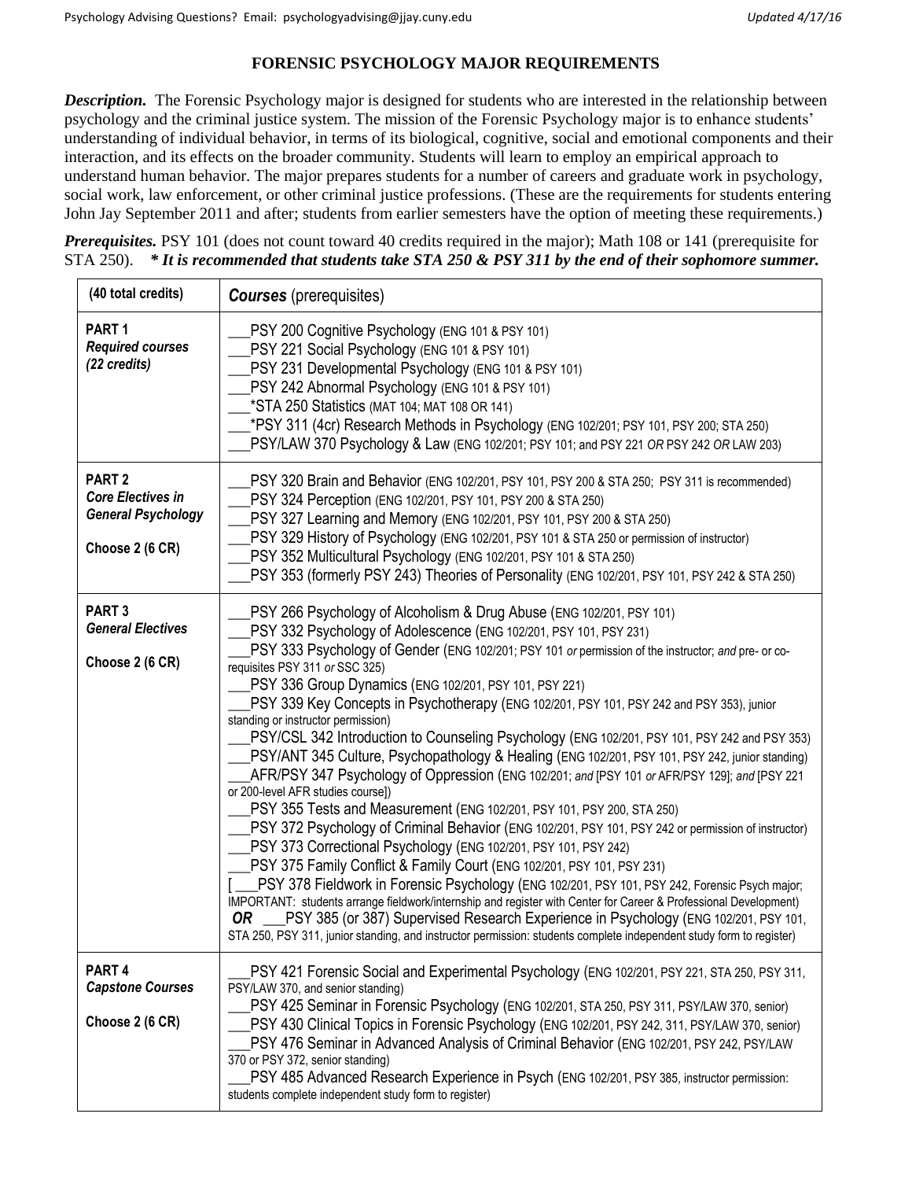# FORENSIC PSYCHOLOGY MAJOR REQUIREMENTS

***Description.*** The Forensic Psychology major is designed for students who are interested in the relationship between psychology and the criminal justice system. The mission of the Forensic Psychology major is to enhance students' understanding of individual behavior, in terms of its biological, cognitive, social and emotional components and their interaction, and its effects on the broader community. Students will learn to employ an empirical approach to understand human behavior. The major prepares students for a number of careers and graduate work in psychology, social work, law enforcement, or other criminal justice professions. (These are the requirements for students entering John Jay September 2011 and after; students from earlier semesters have the option of meeting these requirements.)

***Prerequisites.*** PSY 101 (does not count toward 40 credits required in the major); Math 108 or 141 (prerequisite for STA 250). ***\* It is recommended that students take STA 250 & PSY 311 by the end of their sophomore summer.***

| (40 total credits) | ***Courses*** (prerequisites) |
|---|---|
| **PART 1** ***Required courses*** ***(22 credits)*** | ___PSY 200 Cognitive Psychology (ENG 101 & PSY 101)<br>___PSY 221 Social Psychology (ENG 101 & PSY 101)<br>___PSY 231 Developmental Psychology (ENG 101 & PSY 101)<br>___PSY 242 Abnormal Psychology (ENG 101 & PSY 101)<br>___*STA 250 Statistics (MAT 104; MAT 108 OR 141)<br>___*PSY 311 (4cr) Research Methods in Psychology (ENG 102/201; PSY 101, PSY 200; STA 250)<br>___PSY/LAW 370 Psychology & Law (ENG 102/201; PSY 101; and PSY 221 *OR* PSY 242 *OR* LAW 203) |
| **PART 2** ***Core Electives in General Psychology*** **Choose 2 (6 CR)** | ___PSY 320 Brain and Behavior (ENG 102/201, PSY 101, PSY 200 & STA 250; PSY 311 is recommended)<br>___PSY 324 Perception (ENG 102/201, PSY 101, PSY 200 & STA 250)<br>___PSY 327 Learning and Memory (ENG 102/201, PSY 101, PSY 200 & STA 250)<br>___PSY 329 History of Psychology (ENG 102/201, PSY 101 & STA 250 or permission of instructor)<br>___PSY 352 Multicultural Psychology (ENG 102/201, PSY 101 & STA 250)<br>___PSY 353 (formerly PSY 243) Theories of Personality (ENG 102/201, PSY 101, PSY 242 & STA 250) |
| **PART 3** ***General Electives*** **Choose 2 (6 CR)** | ___PSY 266 Psychology of Alcoholism & Drug Abuse (ENG 102/201, PSY 101)<br>___PSY 332 Psychology of Adolescence (ENG 102/201, PSY 101, PSY 231)<br>___PSY 333 Psychology of Gender (ENG 102/201; PSY 101 *or* permission of the instructor; *and* pre- or co-requisites PSY 311 *or* SSC 325)<br>___PSY 336 Group Dynamics (ENG 102/201, PSY 101, PSY 221)<br>___PSY 339 Key Concepts in Psychotherapy (ENG 102/201, PSY 101, PSY 242 and PSY 353), junior standing or instructor permission)<br>___PSY/CSL 342 Introduction to Counseling Psychology (ENG 102/201, PSY 101, PSY 242 and PSY 353)<br>___PSY/ANT 345 Culture, Psychopathology & Healing (ENG 102/201, PSY 101, PSY 242, junior standing)<br>___AFR/PSY 347 Psychology of Oppression (ENG 102/201; *and* [PSY 101 *or* AFR/PSY 129]; *and* [PSY 221 or 200-level AFR studies course])<br>___PSY 355 Tests and Measurement (ENG 102/201, PSY 101, PSY 200, STA 250)<br>___PSY 372 Psychology of Criminal Behavior (ENG 102/201, PSY 101, PSY 242 or permission of instructor)<br>___PSY 373 Correctional Psychology (ENG 102/201, PSY 101, PSY 242)<br>___PSY 375 Family Conflict & Family Court (ENG 102/201, PSY 101, PSY 231)<br>[ ___PSY 378 Fieldwork in Forensic Psychology (ENG 102/201, PSY 101, PSY 242, Forensic Psych major; IMPORTANT: students arrange fieldwork/internship and register with Center for Career & Professional Development)<br>***OR*** ___PSY 385 (or 387) Supervised Research Experience in Psychology (ENG 102/201, PSY 101, STA 250, PSY 311, junior standing, and instructor permission: students complete independent study form to register) |
| **PART 4** ***Capstone Courses*** **Choose 2 (6 CR)** | ___PSY 421 Forensic Social and Experimental Psychology (ENG 102/201, PSY 221, STA 250, PSY 311, PSY/LAW 370, and senior standing)<br>___PSY 425 Seminar in Forensic Psychology (ENG 102/201, STA 250, PSY 311, PSY/LAW 370, senior)<br>___PSY 430 Clinical Topics in Forensic Psychology (ENG 102/201, PSY 242, 311, PSY/LAW 370, senior)<br>___PSY 476 Seminar in Advanced Analysis of Criminal Behavior (ENG 102/201, PSY 242, PSY/LAW 370 or PSY 372, senior standing)<br>___PSY 485 Advanced Research Experience in Psych (ENG 102/201, PSY 385, instructor permission: students complete independent study form to register) |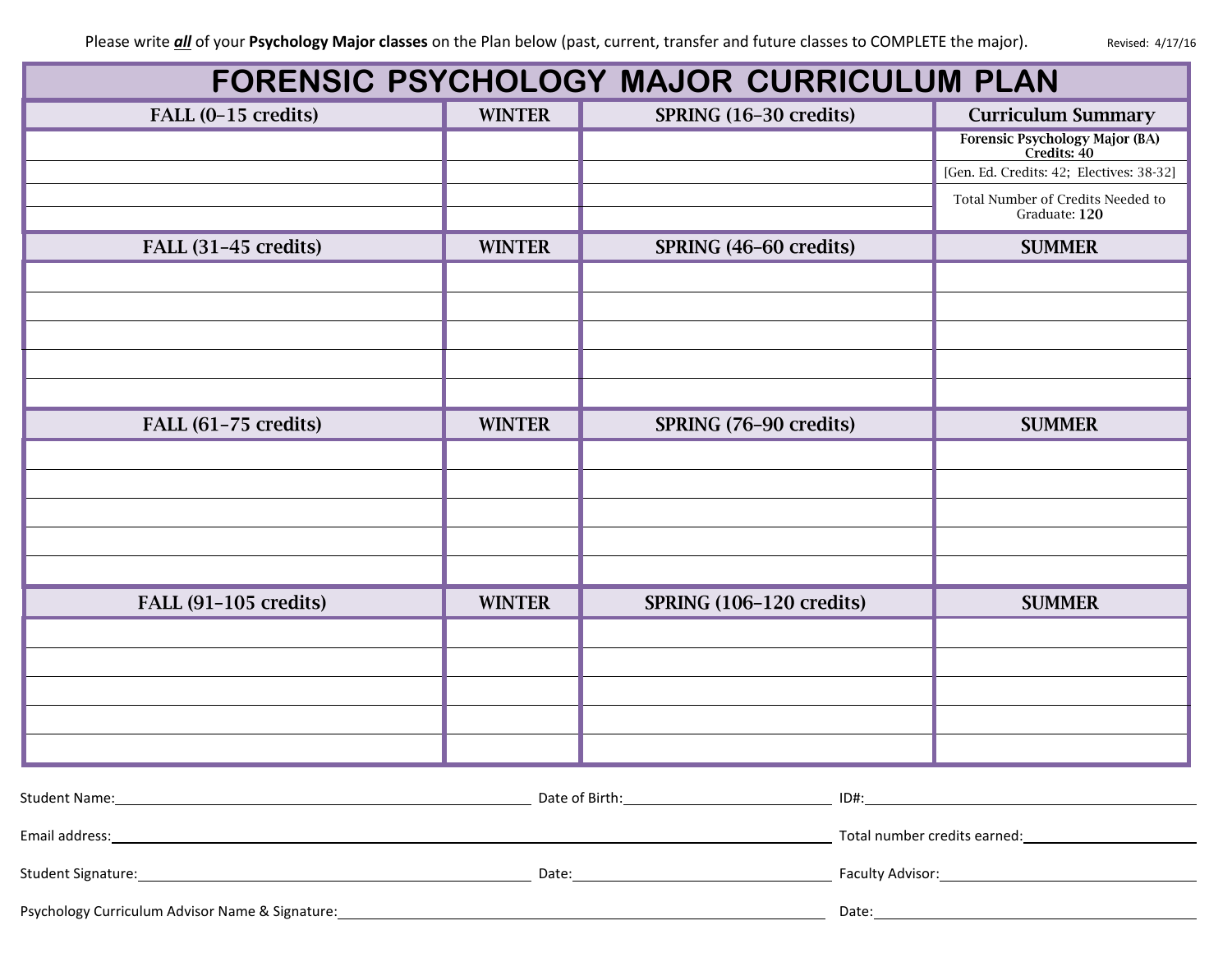Please write ***all*** of your **Psychology Major classes** on the Plan below (past, current, transfer and future classes to COMPLETE the major). Revised: 4/17/16

# FORENSIC PSYCHOLOGY MAJOR CURRICULUM PLAN

| FALL (0–15 credits) | WINTER | SPRING (16–30 credits) | Curriculum Summary |
|---|---|---|---|
| | | | **Forensic Psychology Major (BA) Credits: 40** |
| | | | [Gen. Ed. Credits: 42; Electives: 38-32] |
| | | | Total Number of Credits Needed to Graduate: **120** |
| | | | |
| **FALL (31–45 credits)** | **WINTER** | **SPRING (46–60 credits)** | **SUMMER** |
| | | | |
| | | | |
| | | | |
| | | | |
| | | | |
| **FALL (61–75 credits)** | **WINTER** | **SPRING (76–90 credits)** | **SUMMER** |
| | | | |
| | | | |
| | | | |
| | | | |
| | | | |
| **FALL (91–105 credits)** | **WINTER** | **SPRING (106–120 credits)** | **SUMMER** |
| | | | |
| | | | |
| | | | |
| | | | |
| | | | |

Student Name:\_\_\_\_\_\_\_\_\_\_\_\_ Date of Birth:\_\_\_\_\_\_\_\_\_\_\_\_ ID#:\_\_\_\_\_\_\_\_\_\_\_\_

Email address:\_\_\_\_\_\_\_\_\_\_\_\_ Total number credits earned:\_\_\_\_\_\_\_\_\_\_\_\_

Student Signature:\_\_\_\_\_\_\_\_\_\_\_\_ Date:\_\_\_\_\_\_\_\_\_\_\_\_ Faculty Advisor:\_\_\_\_\_\_\_\_\_\_\_\_

Psychology Curriculum Advisor Name & Signature:\_\_\_\_\_\_\_\_\_\_\_\_ Date:\_\_\_\_\_\_\_\_\_\_\_\_